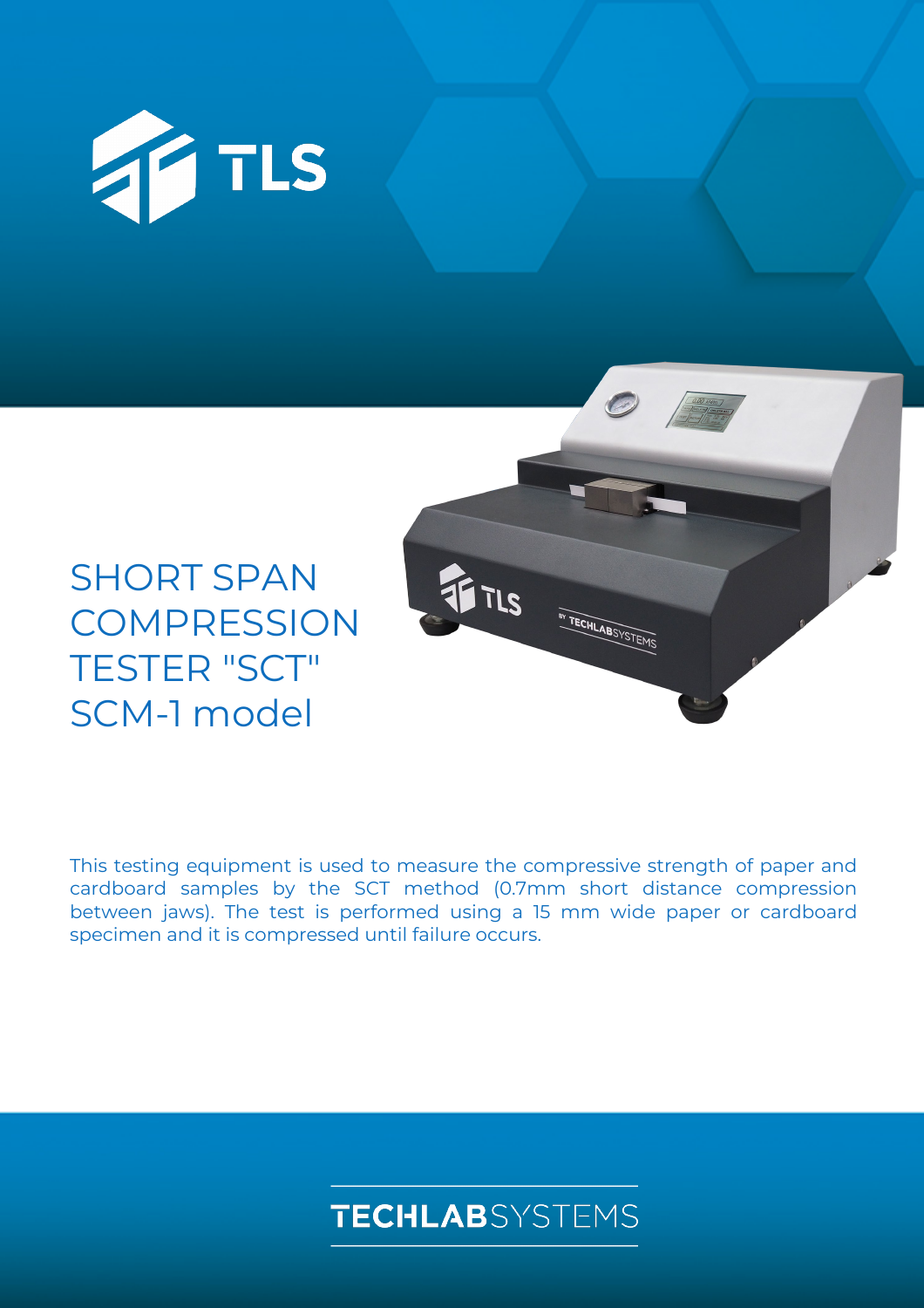# SHORT SPAN COMPRESSION TESTER "SCT" SCM-1 model

This testing equipment is used to measure the compressive strength of paper and cardboard samples by the SCT method (0.7mm short distance compression between jaws). The test is performed using a 15 mm wide paper or cardboard specimen and it is compressed until failure occurs.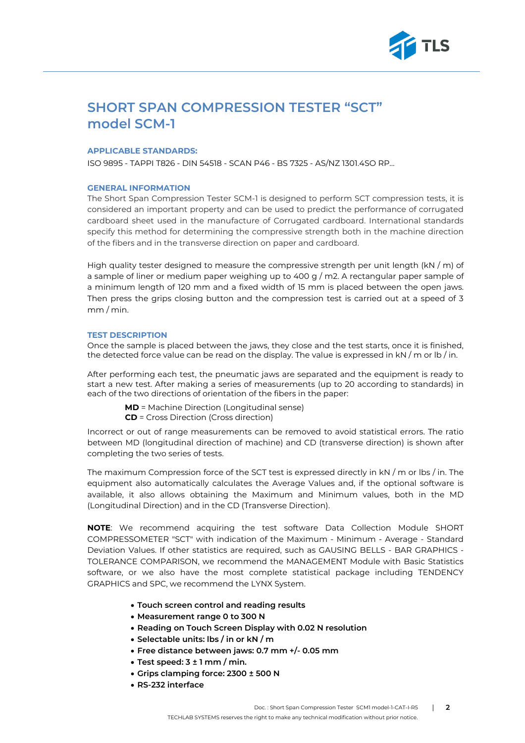# SHORT SPAN COMPRESSION TESTER "SCT" model SCM-1

### APPLICABLE STANDARDS:

ISO 9895 - TAPPI T826 - DIN 54518 - SCAN P46 - BS 7325 - AS/NZ 1301.4SO RP...

### GENERAL INFORMATION

The Short Span Compression Tester SCM-1 is designed to perform SCT compression tests, it is considered an important property and can be used to predict the performance of corrugated cardboard sheet used in the manufacture of Corrugated cardboard. International standards specify this method for determining the compressive strength both in the machine direction of the fibers and in the transverse direction on paper and cardboard.

High quality tester designed to measure the compressive strength per unit length (kN / m) of a sample of liner or medium paper weighing up to 400 g / m2. A rectangular paper sample of a minimum length of 120 mm and a fixed width of 15 mm is placed between the open jaws. Then press the grips closing button and the compression test is carried out at a speed of 3 mm / min.

### TEST DESCRIPTION

Once the sample is placed between the jaws, they close and the test starts, once it is finished, the detected force value can be read on the display. The value is expressed in kN / m or lb / in.

After performing each test, the pneumatic jaws are separated and the equipment is ready to start a new test. After making a series of measurements (up to 20 according to standards) in each of the two directions of orientation of the fibers in the paper:

**MD** = Machine Direction (Longitudinal sense)
**CD** = Cross Direction (Cross direction)

Incorrect or out of range measurements can be removed to avoid statistical errors. The ratio between MD (longitudinal direction of machine) and CD (transverse direction) is shown after completing the two series of tests.

The maximum Compression force of the SCT test is expressed directly in kN / m or lbs / in. The equipment also automatically calculates the Average Values and, if the optional software is available, it also allows obtaining the Maximum and Minimum values, both in the MD (Longitudinal Direction) and in the CD (Transverse Direction).

**NOTE**: We recommend acquiring the test software Data Collection Module SHORT COMPRESSOMETER "SCT" with indication of the Maximum - Minimum - Average - Standard Deviation Values. If other statistics are required, such as GAUSING BELLS - BAR GRAPHICS - TOLERANCE COMPARISON, we recommend the MANAGEMENT Module with Basic Statistics software, or we also have the most complete statistical package including TENDENCY GRAPHICS and SPC, we recommend the LYNX System.

- **Touch screen control and reading results**
- **Measurement range 0 to 300 N**
- **Reading on Touch Screen Display with 0.02 N resolution**
- **Selectable units: lbs / in or kN / m**
- **Free distance between jaws: 0.7 mm +/- 0.05 mm**
- **Test speed: 3 ± 1 mm / min.**
- **Grips clamping force: 2300 ± 500 N**
- **RS-232 interface**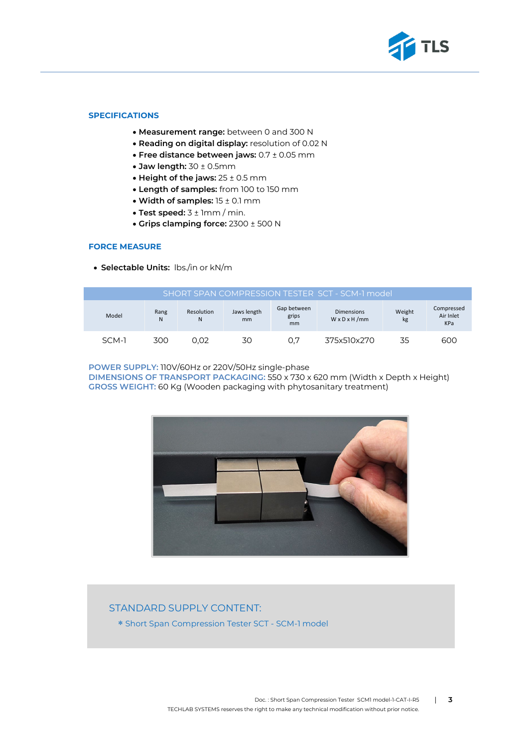## SPECIFICATIONS

- **Measurement range:** between 0 and 300 N
- **Reading on digital display:** resolution of 0.02 N
- **Free distance between jaws:** 0.7 ± 0.05 mm
- **Jaw length:** 30 ± 0.5mm
- **Height of the jaws:** 25 ± 0.5 mm
- **Length of samples:** from 100 to 150 mm
- **Width of samples:** 15 ± 0.1 mm
- **Test speed:** 3 ± 1mm / min.
- **Grips clamping force:** 2300 ± 500 N

## FORCE MEASURE

- **Selectable Units:** lbs./in or kN/m

| SHORT SPAN COMPRESSION TESTER SCT - SCM-1 model | | | | | | | |
|---|---|---|---|---|---|---|---|
| Model | Rang N | Resolution N | Jaws length mm | Gap between grips mm | Dimensions W x D x H /mm | Weight kg | Compressed Air Inlet KPa |
| SCM-1 | 300 | 0,02 | 30 | 0,7 | 375x510x270 | 35 | 600 |

**POWER SUPPLY:** 110V/60Hz or 220V/50Hz single-phase
**DIMENSIONS OF TRANSPORT PACKAGING:** 550 x 730 x 620 mm (Width x Depth x Height)
**GROSS WEIGHT:** 60 Kg (Wooden packaging with phytosanitary treatment)

## STANDARD SUPPLY CONTENT:

* Short Span Compression Tester SCT - SCM-1 model

Doc. : Short Span Compression Tester SCM1 model-1-CAT-I-R5
TECHLAB SYSTEMS reserves the right to make any technical modification without prior notice.